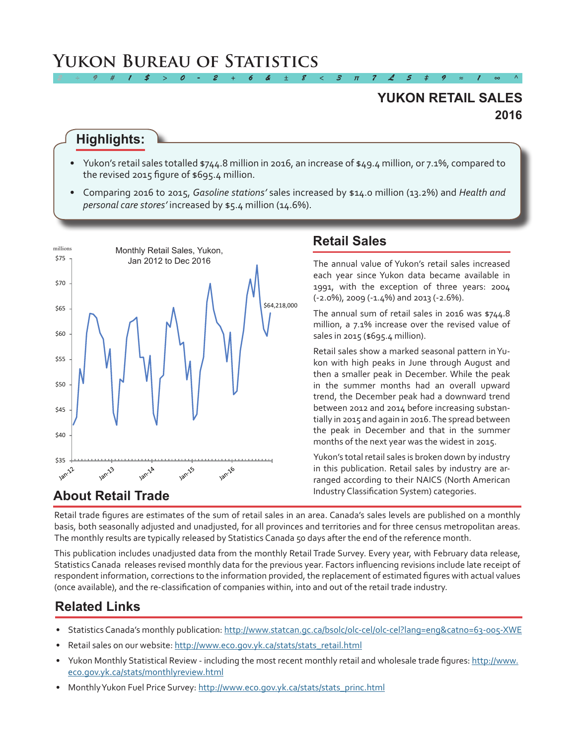# Yukon Bureau of Statistics

## YUKON RETAIL SALES 2016

### Highlights:

- Yukon's retail sales totalled $744.8 million in 2016, an increase of $49.4 million, or 7.1%, compared to the revised 2015 figure of $695.4 million.
- Comparing 2016 to 2015, *Gasoline stations'* sales increased by $14.0 million (13.2%) and *Health and personal care stores'* increased by $5.4 million (14.6%).

Monthly Retail Sales, Yukon, Jan 2012 to Dec 2016

## Retail Sales

The annual value of Yukon's retail sales increased each year since Yukon data became available in 1991, with the exception of three years: 2004 (-2.0%), 2009 (-1.4%) and 2013 (-2.6%).

The annual sum of retail sales in 2016 was $744.8 million, a 7.1% increase over the revised value of sales in 2015 ($695.4 million).

Retail sales show a marked seasonal pattern in Yukon with high peaks in June through August and then a smaller peak in December. While the peak in the summer months had an overall upward trend, the December peak had a downward trend between 2012 and 2014 before increasing substantially in 2015 and again in 2016. The spread between the peak in December and that in the summer months of the next year was the widest in 2015.

Yukon's total retail sales is broken down by industry in this publication. Retail sales by industry are arranged according to their NAICS (North American Industry Classification System) categories.

## About Retail Trade

Retail trade figures are estimates of the sum of retail sales in an area. Canada's sales levels are published on a monthly basis, both seasonally adjusted and unadjusted, for all provinces and territories and for three census metropolitan areas. The monthly results are typically released by Statistics Canada 50 days after the end of the reference month.

This publication includes unadjusted data from the monthly Retail Trade Survey. Every year, with February data release, Statistics Canada releases revised monthly data for the previous year. Factors influencing revisions include late receipt of respondent information, corrections to the information provided, the replacement of estimated figures with actual values (once available), and the re-classification of companies within, into and out of the retail trade industry.

## Related Links

- Statistics Canada's monthly publication: http://www.statcan.gc.ca/bsolc/olc-cel/olc-cel?lang=eng&catno=63-005-XWE
- Retail sales on our website: http://www.eco.gov.yk.ca/stats/stats_retail.html
- Yukon Monthly Statistical Review - including the most recent monthly retail and wholesale trade figures: http://www.eco.gov.yk.ca/stats/monthlyreview.html
- Monthly Yukon Fuel Price Survey: http://www.eco.gov.yk.ca/stats/stats_princ.html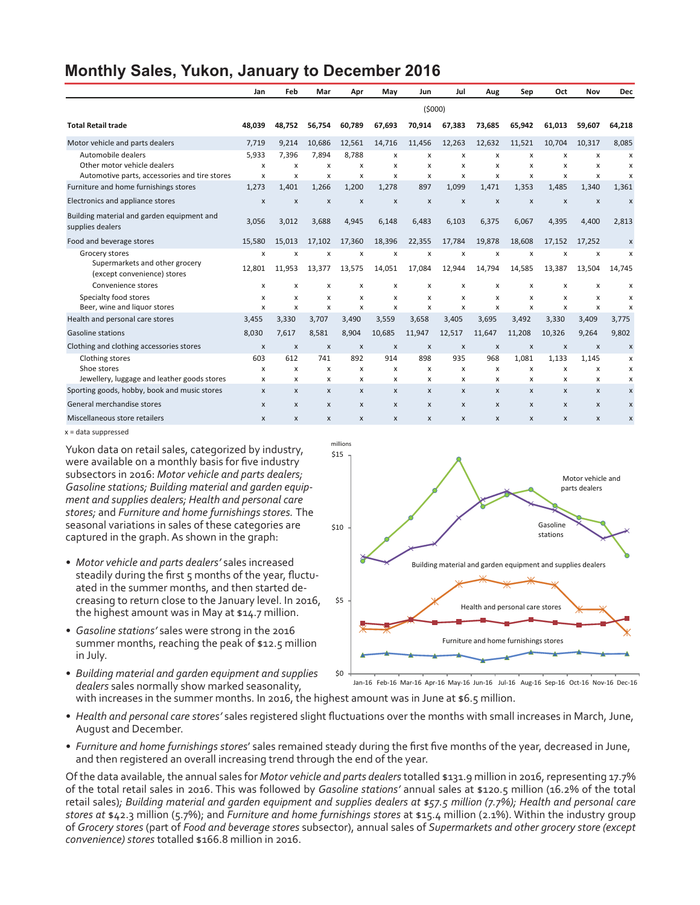## Monthly Sales, Yukon, January to December 2016

| | Jan | Feb | Mar | Apr | May | Jun | Jul | Aug | Sep | Oct | Nov | Dec |
|---|---|---|---|---|---|---|---|---|---|---|---|---|
| | | | | | | ($000) | | | | | | |
| **Total Retail trade** | **48,039** | **48,752** | **56,754** | **60,789** | **67,693** | **70,914** | **67,383** | **73,685** | **65,942** | **61,013** | **59,607** | **64,218** |
| Motor vehicle and parts dealers | 7,719 | 9,214 | 10,686 | 12,561 | 14,716 | 11,456 | 12,263 | 12,632 | 11,521 | 10,704 | 10,317 | 8,085 |
| Automobile dealers | 5,933 | 7,396 | 7,894 | 8,788 | x | x | x | x | x | x | x | x |
| Other motor vehicle dealers | x | x | x | x | x | x | x | x | x | x | x | x |
| Automotive parts, accessories and tire stores | x | x | x | x | x | x | x | x | x | x | x | x |
| Furniture and home furnishings stores | 1,273 | 1,401 | 1,266 | 1,200 | 1,278 | 897 | 1,099 | 1,471 | 1,353 | 1,485 | 1,340 | 1,361 |
| Electronics and appliance stores | x | x | x | x | x | x | x | x | x | x | x | x |
| Building material and garden equipment and supplies dealers | 3,056 | 3,012 | 3,688 | 4,945 | 6,148 | 6,483 | 6,103 | 6,375 | 6,067 | 4,395 | 4,400 | 2,813 |
| Food and beverage stores | 15,580 | 15,013 | 17,102 | 17,360 | 18,396 | 22,355 | 17,784 | 19,878 | 18,608 | 17,152 | 17,252 | x |
| Grocery stores | x | x | x | x | x | x | x | x | x | x | x | x |
| Supermarkets and other grocery (except convenience) stores | 12,801 | 11,953 | 13,377 | 13,575 | 14,051 | 17,084 | 12,944 | 14,794 | 14,585 | 13,387 | 13,504 | 14,745 |
| Convenience stores | x | x | x | x | x | x | x | x | x | x | x | x |
| Specialty food stores | x | x | x | x | x | x | x | x | x | x | x | x |
| Beer, wine and liquor stores | x | x | x | x | x | x | x | x | x | x | x | x |
| Health and personal care stores | 3,455 | 3,330 | 3,707 | 3,490 | 3,559 | 3,658 | 3,405 | 3,695 | 3,492 | 3,330 | 3,409 | 3,775 |
| Gasoline stations | 8,030 | 7,617 | 8,581 | 8,904 | 10,685 | 11,947 | 12,517 | 11,647 | 11,208 | 10,326 | 9,264 | 9,802 |
| Clothing and clothing accessories stores | x | x | x | x | x | x | x | x | x | x | x | x |
| Clothing stores | 603 | 612 | 741 | 892 | 914 | 898 | 935 | 968 | 1,081 | 1,133 | 1,145 | x |
| Shoe stores | x | x | x | x | x | x | x | x | x | x | x | x |
| Jewellery, luggage and leather goods stores | x | x | x | x | x | x | x | x | x | x | x | x |
| Sporting goods, hobby, book and music stores | x | x | x | x | x | x | x | x | x | x | x | x |
| General merchandise stores | x | x | x | x | x | x | x | x | x | x | x | x |
| Miscellaneous store retailers | x | x | x | x | x | x | x | x | x | x | x | x |

x = data suppressed

Yukon data on retail sales, categorized by industry, were available on a monthly basis for five industry subsectors in 2016: *Motor vehicle and parts dealers; Gasoline stations; Building material and garden equipment and supplies dealers; Health and personal care stores;* and *Furniture and home furnishings stores.* The seasonal variations in sales of these categories are captured in the graph. As shown in the graph:

- *Motor vehicle and parts dealers'* sales increased steadily during the first 5 months of the year, fluctuated in the summer months, and then started decreasing to return close to the January level. In 2016, the highest amount was in May at $14.7 million.
- *Gasoline stations'* sales were strong in the 2016 summer months, reaching the peak of $12.5 million in July.
- *Building material and garden equipment and supplies dealers* sales normally show marked seasonality, with increases in the summer months. In 2016, the highest amount was in June at $6.5 million.
- *Health and personal care stores'* sales registered slight fluctuations over the months with small increases in March, June, August and December.
- *Furniture and home furnishings stores*' sales remained steady during the first five months of the year, decreased in June, and then registered an overall increasing trend through the end of the year.

Of the data available, the annual sales for *Motor vehicle and parts dealers* totalled $131.9 million in 2016, representing 17.7% of the total retail sales in 2016. This was followed by *Gasoline stations'* annual sales at $120.5 million (16.2% of the total retail sales)*; Building material and garden equipment and supplies dealers at $57.5 million (7.7%); Health and personal care stores at* $42.3 million (5.7%); and *Furniture and home furnishings stores* at $15.4 million (2.1%). Within the industry group of *Grocery stores* (part of *Food and beverage stores* subsector), annual sales of *Supermarkets and other grocery store (except convenience) stores* totalled $166.8 million in 2016.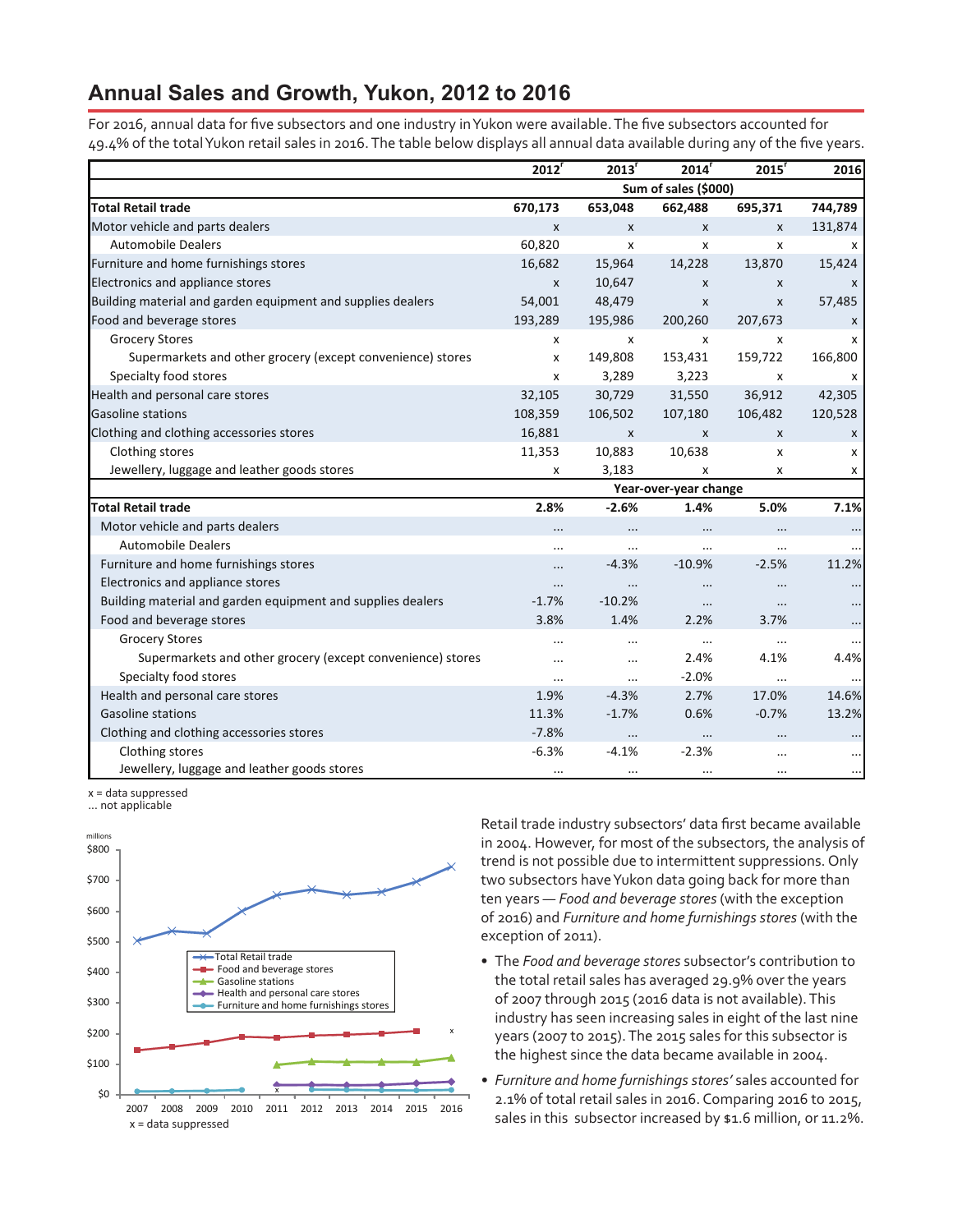## Annual Sales and Growth, Yukon, 2012 to 2016

For 2016, annual data for five subsectors and one industry in Yukon were available. The five subsectors accounted for 49.4% of the total Yukon retail sales in 2016. The table below displays all annual data available during any of the five years.

| | 2012[r] | 2013[r] | 2014[r] | 2015[r] | 2016 |
|---|---|---|---|---|---|
| | Sum of sales ($000) | | | | |
| **Total Retail trade** | **670,173** | **653,048** | **662,488** | **695,371** | **744,789** |
| Motor vehicle and parts dealers | x | x | x | x | 131,874 |
| Automobile Dealers | 60,820 | x | x | x | x |
| Furniture and home furnishings stores | 16,682 | 15,964 | 14,228 | 13,870 | 15,424 |
| Electronics and appliance stores | x | 10,647 | x | x | x |
| Building material and garden equipment and supplies dealers | 54,001 | 48,479 | x | x | 57,485 |
| Food and beverage stores | 193,289 | 195,986 | 200,260 | 207,673 | x |
| Grocery Stores | x | x | x | x | x |
| Supermarkets and other grocery (except convenience) stores | x | 149,808 | 153,431 | 159,722 | 166,800 |
| Specialty food stores | x | 3,289 | 3,223 | x | x |
| Health and personal care stores | 32,105 | 30,729 | 31,550 | 36,912 | 42,305 |
| Gasoline stations | 108,359 | 106,502 | 107,180 | 106,482 | 120,528 |
| Clothing and clothing accessories stores | 16,881 | x | x | x | x |
| Clothing stores | 11,353 | 10,883 | 10,638 | x | x |
| Jewellery, luggage and leather goods stores | x | 3,183 | x | x | x |
| | Year-over-year change | | | | |
| **Total Retail trade** | **2.8%** | **-2.6%** | **1.4%** | **5.0%** | **7.1%** |
| Motor vehicle and parts dealers | ... | ... | ... | ... | ... |
| Automobile Dealers | ... | ... | ... | ... | ... |
| Furniture and home furnishings stores | ... | -4.3% | -10.9% | -2.5% | 11.2% |
| Electronics and appliance stores | ... | ... | ... | ... | ... |
| Building material and garden equipment and supplies dealers | -1.7% | -10.2% | ... | ... | ... |
| Food and beverage stores | 3.8% | 1.4% | 2.2% | 3.7% | ... |
| Grocery Stores | ... | ... | ... | ... | ... |
| Supermarkets and other grocery (except convenience) stores | ... | ... | 2.4% | 4.1% | 4.4% |
| Specialty food stores | ... | ... | -2.0% | ... | ... |
| Health and personal care stores | 1.9% | -4.3% | 2.7% | 17.0% | 14.6% |
| Gasoline stations | 11.3% | -1.7% | 0.6% | -0.7% | 13.2% |
| Clothing and clothing accessories stores | -7.8% | ... | ... | ... | ... |
| Clothing stores | -6.3% | -4.1% | -2.3% | ... | ... |
| Jewellery, luggage and leather goods stores | ... | ... | ... | ... | ... |

x = data suppressed
... not applicable

x = data suppressed

Retail trade industry subsectors' data first became available in 2004. However, for most of the subsectors, the analysis of trend is not possible due to intermittent suppressions. Only two subsectors have Yukon data going back for more than ten years — *Food and beverage stores* (with the exception of 2016) and *Furniture and home furnishings stores* (with the exception of 2011).

- The *Food and beverage stores* subsector's contribution to the total retail sales has averaged 29.9% over the years of 2007 through 2015 (2016 data is not available). This industry has seen increasing sales in eight of the last nine years (2007 to 2015). The 2015 sales for this subsector is the highest since the data became available in 2004.
- *Furniture and home furnishings stores'* sales accounted for 2.1% of total retail sales in 2016. Comparing 2016 to 2015, sales in this subsector increased by $1.6 million, or 11.2%.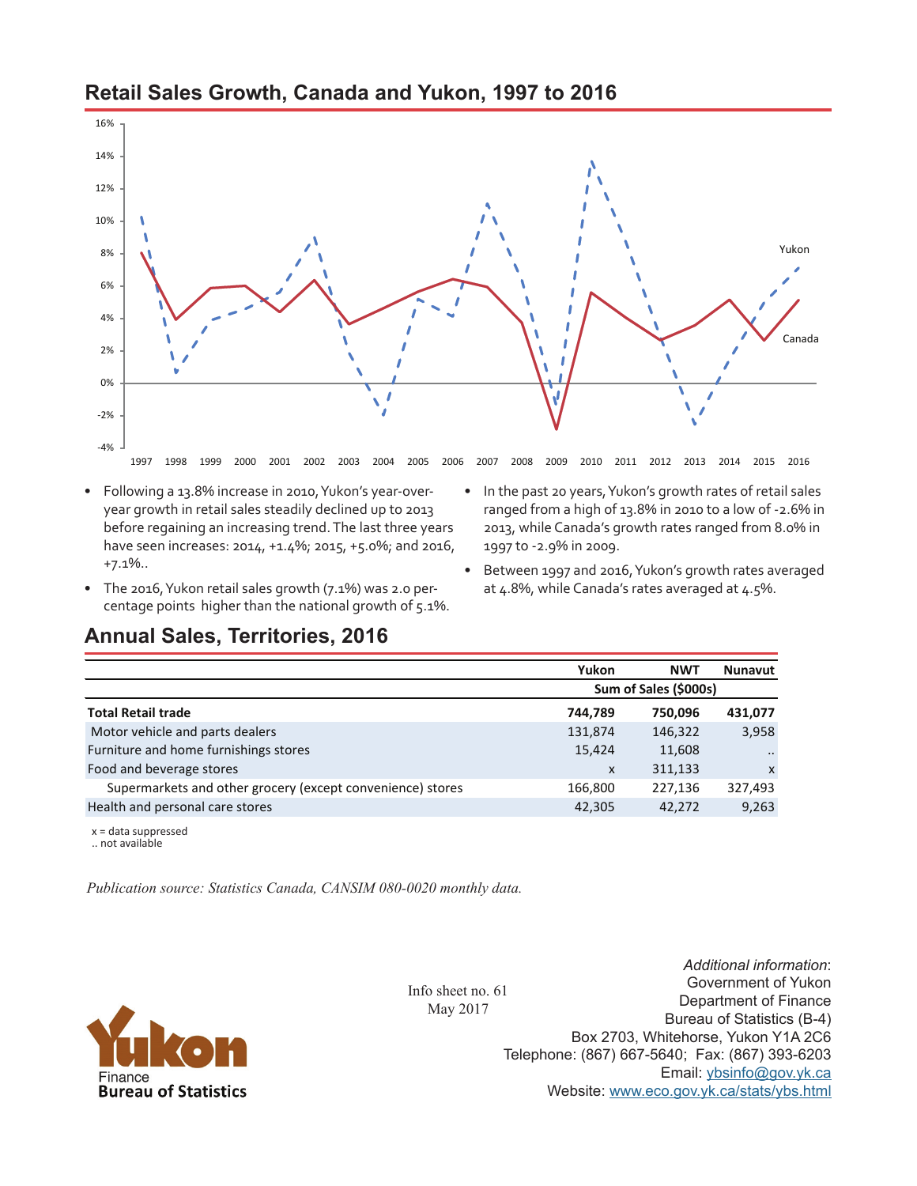## Retail Sales Growth, Canada and Yukon, 1997 to 2016

16%
14%
12%
10%
8%
6%
4%
2%
0%
-2%
-4%

1997 1998 1999 2000 2001 2002 2003 2004 2005 2006 2007 2008 2009 2010 2011 2012 2013 2014 2015 2016

Yukon
Canada

- Following a 13.8% increase in 2010, Yukon's year-over-year growth in retail sales steadily declined up to 2013 before regaining an increasing trend. The last three years have seen increases: 2014, +1.4%; 2015, +5.0%; and 2016, +7.1%..
- The 2016, Yukon retail sales growth (7.1%) was 2.0 percentage points higher than the national growth of 5.1%.
- In the past 20 years, Yukon's growth rates of retail sales ranged from a high of 13.8% in 2010 to a low of -2.6% in 2013, while Canada's growth rates ranged from 8.0% in 1997 to -2.9% in 2009.
- Between 1997 and 2016, Yukon's growth rates averaged at 4.8%, while Canada's rates averaged at 4.5%.

## Annual Sales, Territories, 2016

| | Yukon | NWT | Nunavut |
|---|---|---|---|
| | Sum of Sales ($000s) | | |
| **Total Retail trade** | **744,789** | **750,096** | **431,077** |
| Motor vehicle and parts dealers | 131,874 | 146,322 | 3,958 |
| Furniture and home furnishings stores | 15,424 | 11,608 | .. |
| Food and beverage stores | x | 311,133 | x |
| Supermarkets and other grocery (except convenience) stores | 166,800 | 227,136 | 327,493 |
| Health and personal care stores | 42,305 | 42,272 | 9,263 |

x = data suppressed
.. not available

*Publication source: Statistics Canada, CANSIM 080-0020 monthly data.*

Yukon Finance
Bureau of Statistics

Info sheet no. 61
May 2017

*Additional information*:
Government of Yukon
Department of Finance
Bureau of Statistics (B-4)
Box 2703, Whitehorse, Yukon Y1A 2C6
Telephone: (867) 667-5640; Fax: (867) 393-6203
Email: ybsinfo@gov.yk.ca
Website: www.eco.gov.yk.ca/stats/ybs.html